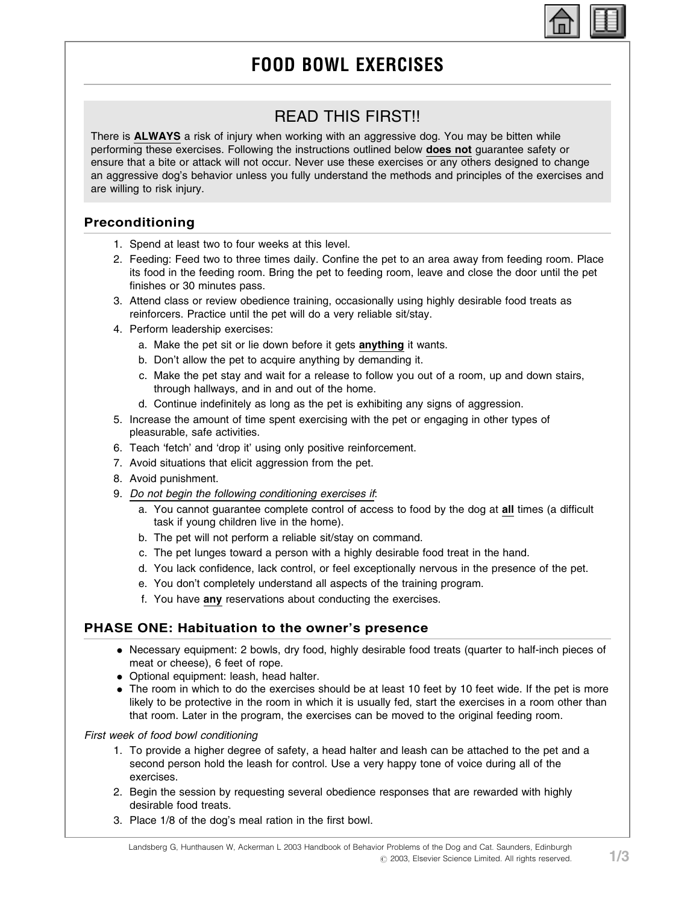# FOOD BOWL EXERCISES

## READ THIS FIRST!!

There is **ALWAYS** a risk of injury when working with an aggressive dog. You may be bitten while performing these exercises. Following the instructions outlined below **does not** guarantee safety or ensure that a bite or attack will not occur. Never use these exercises or any others designed to change an aggressive dog's behavior unless you fully understand the methods and principles of the exercises and are willing to risk injury.

### Preconditioning

1. Spend at least two to four weeks at this level.
2. Feeding: Feed two to three times daily. Confine the pet to an area away from feeding room. Place its food in the feeding room. Bring the pet to feeding room, leave and close the door until the pet finishes or 30 minutes pass.
3. Attend class or review obedience training, occasionally using highly desirable food treats as reinforcers. Practice until the pet will do a very reliable sit/stay.
4. Perform leadership exercises:
   a. Make the pet sit or lie down before it gets **anything** it wants.
   b. Don't allow the pet to acquire anything by demanding it.
   c. Make the pet stay and wait for a release to follow you out of a room, up and down stairs, through hallways, and in and out of the home.
   d. Continue indefinitely as long as the pet is exhibiting any signs of aggression.
5. Increase the amount of time spent exercising with the pet or engaging in other types of pleasurable, safe activities.
6. Teach 'fetch' and 'drop it' using only positive reinforcement.
7. Avoid situations that elicit aggression from the pet.
8. Avoid punishment.
9. *Do not begin the following conditioning exercises if*:
   a. You cannot guarantee complete control of access to food by the dog at **all** times (a difficult task if young children live in the home).
   b. The pet will not perform a reliable sit/stay on command.
   c. The pet lunges toward a person with a highly desirable food treat in the hand.
   d. You lack confidence, lack control, or feel exceptionally nervous in the presence of the pet.
   e. You don't completely understand all aspects of the training program.
   f. You have **any** reservations about conducting the exercises.

### PHASE ONE: Habituation to the owner's presence

- Necessary equipment: 2 bowls, dry food, highly desirable food treats (quarter to half-inch pieces of meat or cheese), 6 feet of rope.
- Optional equipment: leash, head halter.
- The room in which to do the exercises should be at least 10 feet by 10 feet wide. If the pet is more likely to be protective in the room in which it is usually fed, start the exercises in a room other than that room. Later in the program, the exercises can be moved to the original feeding room.

*First week of food bowl conditioning*

1. To provide a higher degree of safety, a head halter and leash can be attached to the pet and a second person hold the leash for control. Use a very happy tone of voice during all of the exercises.
2. Begin the session by requesting several obedience responses that are rewarded with highly desirable food treats.
3. Place 1/8 of the dog's meal ration in the first bowl.

Landsberg G, Hunthausen W, Ackerman L 2003 Handbook of Behavior Problems of the Dog and Cat. Saunders, Edinburgh
© 2003, Elsevier Science Limited. All rights reserved.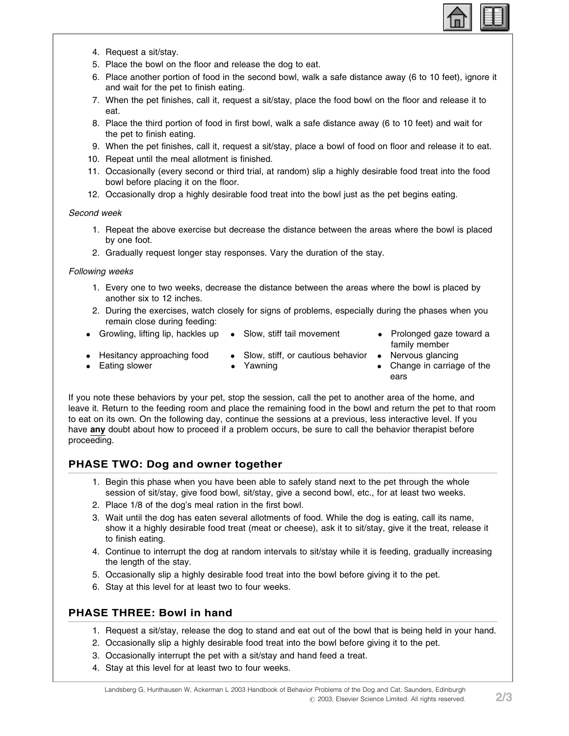4. Request a sit/stay.
5. Place the bowl on the floor and release the dog to eat.
6. Place another portion of food in the second bowl, walk a safe distance away (6 to 10 feet), ignore it and wait for the pet to finish eating.
7. When the pet finishes, call it, request a sit/stay, place the food bowl on the floor and release it to eat.
8. Place the third portion of food in first bowl, walk a safe distance away (6 to 10 feet) and wait for the pet to finish eating.
9. When the pet finishes, call it, request a sit/stay, place a bowl of food on floor and release it to eat.
10. Repeat until the meal allotment is finished.
11. Occasionally (every second or third trial, at random) slip a highly desirable food treat into the food bowl before placing it on the floor.
12. Occasionally drop a highly desirable food treat into the bowl just as the pet begins eating.

*Second week*

1. Repeat the above exercise but decrease the distance between the areas where the bowl is placed by one foot.
2. Gradually request longer stay responses. Vary the duration of the stay.

*Following weeks*

1. Every one to two weeks, decrease the distance between the areas where the bowl is placed by another six to 12 inches.
2. During the exercises, watch closely for signs of problems, especially during the phases when you remain close during feeding:

- Growling, lifting lip, hackles up
- Hesitancy approaching food
- Eating slower
- Slow, stiff tail movement
- Slow, stiff, or cautious behavior
- Yawning
- Prolonged gaze toward a family member
- Nervous glancing
- Change in carriage of the ears

If you note these behaviors by your pet, stop the session, call the pet to another area of the home, and leave it. Return to the feeding room and place the remaining food in the bowl and return the pet to that room to eat on its own. On the following day, continue the sessions at a previous, less interactive level. If you have **any** doubt about how to proceed if a problem occurs, be sure to call the behavior therapist before proceeding.

## PHASE TWO: Dog and owner together

1. Begin this phase when you have been able to safely stand next to the pet through the whole session of sit/stay, give food bowl, sit/stay, give a second bowl, etc., for at least two weeks.
2. Place 1/8 of the dog's meal ration in the first bowl.
3. Wait until the dog has eaten several allotments of food. While the dog is eating, call its name, show it a highly desirable food treat (meat or cheese), ask it to sit/stay, give it the treat, release it to finish eating.
4. Continue to interrupt the dog at random intervals to sit/stay while it is feeding, gradually increasing the length of the stay.
5. Occasionally slip a highly desirable food treat into the bowl before giving it to the pet.
6. Stay at this level for at least two to four weeks.

## PHASE THREE: Bowl in hand

1. Request a sit/stay, release the dog to stand and eat out of the bowl that is being held in your hand.
2. Occasionally slip a highly desirable food treat into the bowl before giving it to the pet.
3. Occasionally interrupt the pet with a sit/stay and hand feed a treat.
4. Stay at this level for at least two to four weeks.

Landsberg G, Hunthausen W, Ackerman L 2003 Handbook of Behavior Problems of the Dog and Cat. Saunders, Edinburgh
© 2003, Elsevier Science Limited. All rights reserved.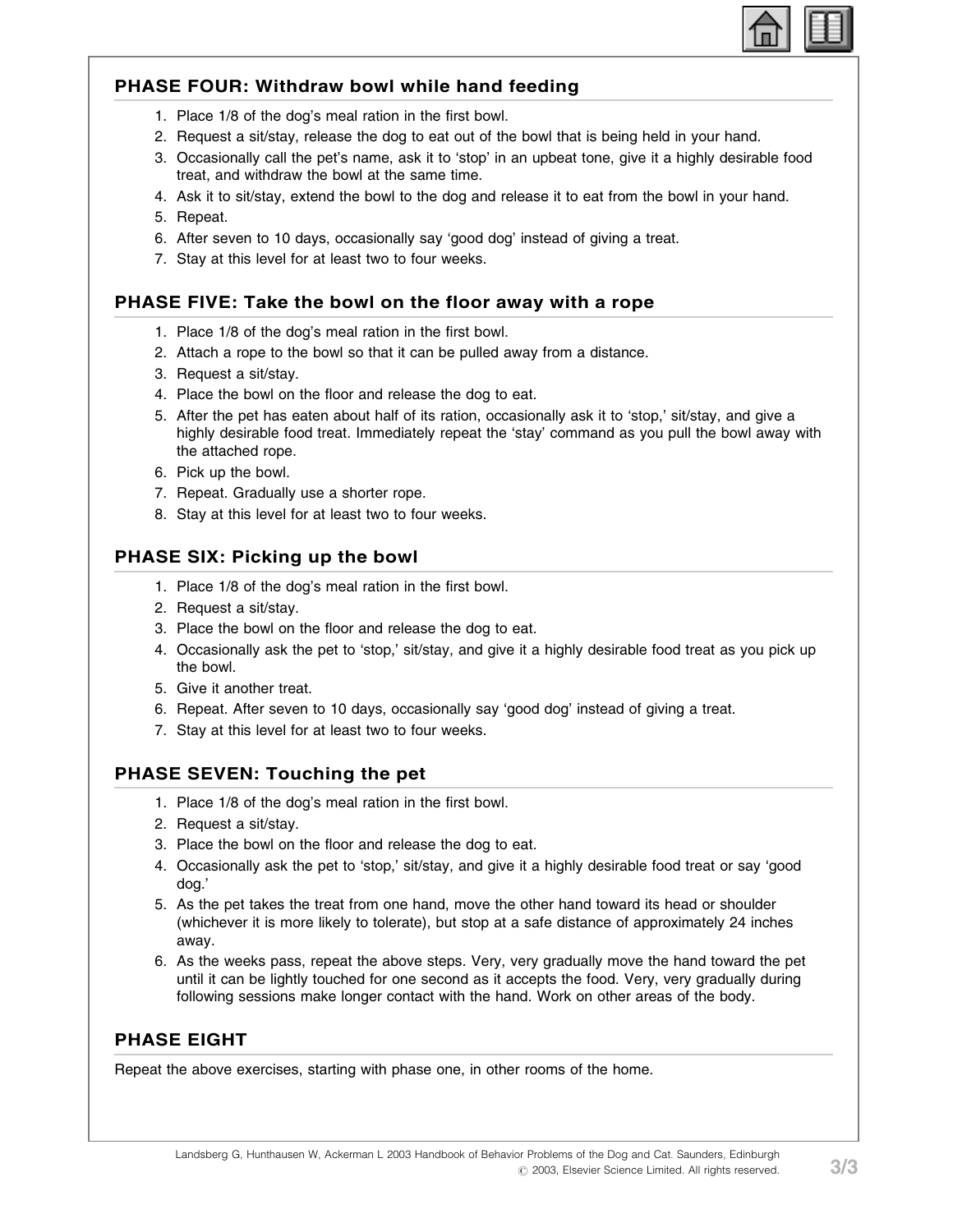## PHASE FOUR: Withdraw bowl while hand feeding

1. Place 1/8 of the dog's meal ration in the first bowl.
2. Request a sit/stay, release the dog to eat out of the bowl that is being held in your hand.
3. Occasionally call the pet's name, ask it to 'stop' in an upbeat tone, give it a highly desirable food treat, and withdraw the bowl at the same time.
4. Ask it to sit/stay, extend the bowl to the dog and release it to eat from the bowl in your hand.
5. Repeat.
6. After seven to 10 days, occasionally say 'good dog' instead of giving a treat.
7. Stay at this level for at least two to four weeks.

## PHASE FIVE: Take the bowl on the floor away with a rope

1. Place 1/8 of the dog's meal ration in the first bowl.
2. Attach a rope to the bowl so that it can be pulled away from a distance.
3. Request a sit/stay.
4. Place the bowl on the floor and release the dog to eat.
5. After the pet has eaten about half of its ration, occasionally ask it to 'stop,' sit/stay, and give a highly desirable food treat. Immediately repeat the 'stay' command as you pull the bowl away with the attached rope.
6. Pick up the bowl.
7. Repeat. Gradually use a shorter rope.
8. Stay at this level for at least two to four weeks.

## PHASE SIX: Picking up the bowl

1. Place 1/8 of the dog's meal ration in the first bowl.
2. Request a sit/stay.
3. Place the bowl on the floor and release the dog to eat.
4. Occasionally ask the pet to 'stop,' sit/stay, and give it a highly desirable food treat as you pick up the bowl.
5. Give it another treat.
6. Repeat. After seven to 10 days, occasionally say 'good dog' instead of giving a treat.
7. Stay at this level for at least two to four weeks.

## PHASE SEVEN: Touching the pet

1. Place 1/8 of the dog's meal ration in the first bowl.
2. Request a sit/stay.
3. Place the bowl on the floor and release the dog to eat.
4. Occasionally ask the pet to 'stop,' sit/stay, and give it a highly desirable food treat or say 'good dog.'
5. As the pet takes the treat from one hand, move the other hand toward its head or shoulder (whichever it is more likely to tolerate), but stop at a safe distance of approximately 24 inches away.
6. As the weeks pass, repeat the above steps. Very, very gradually move the hand toward the pet until it can be lightly touched for one second as it accepts the food. Very, very gradually during following sessions make longer contact with the hand. Work on other areas of the body.

## PHASE EIGHT

Repeat the above exercises, starting with phase one, in other rooms of the home.

Landsberg G, Hunthausen W, Ackerman L 2003 Handbook of Behavior Problems of the Dog and Cat. Saunders, Edinburgh
© 2003, Elsevier Science Limited. All rights reserved.